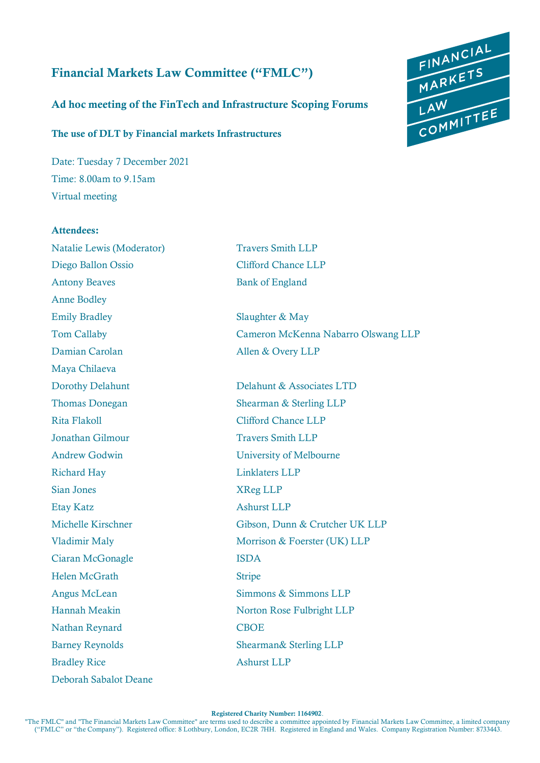# Financial Markets Law Committee ("FMLC")

## Ad hoc meeting of the FinTech and Infrastructure Scoping Forums

### The use of DLT by Financial markets Infrastructures

Date: Tuesday 7 December 2021

Time: 8.00am to 9.15am

Virtual meeting

**Attendees:**

| | |
|---|---|
| Natalie Lewis (Moderator) | Travers Smith LLP |
| Diego Ballon Ossio | Clifford Chance LLP |
| Antony Beaves | Bank of England |
| Anne Bodley | |
| Emily Bradley | Slaughter & May |
| Tom Callaby | Cameron McKenna Nabarro Olswang LLP |
| Damian Carolan | Allen & Overy LLP |
| Maya Chilaeva | |
| Dorothy Delahunt | Delahunt & Associates LTD |
| Thomas Donegan | Shearman & Sterling LLP |
| Rita Flakoll | Clifford Chance LLP |
| Jonathan Gilmour | Travers Smith LLP |
| Andrew Godwin | University of Melbourne |
| Richard Hay | Linklaters LLP |
| Sian Jones | XReg LLP |
| Etay Katz | Ashurst LLP |
| Michelle Kirschner | Gibson, Dunn & Crutcher UK LLP |
| Vladimir Maly | Morrison & Foerster (UK) LLP |
| Ciaran McGonagle | ISDA |
| Helen McGrath | Stripe |
| Angus McLean | Simmons & Simmons LLP |
| Hannah Meakin | Norton Rose Fulbright LLP |
| Nathan Reynard | CBOE |
| Barney Reynolds | Shearman& Sterling LLP |
| Bradley Rice | Ashurst LLP |
| Deborah Sabalot Deane | |

**Registered Charity Number: 1164902**.

"The FMLC" and "The Financial Markets Law Committee" are terms used to describe a committee appointed by Financial Markets Law Committee, a limited company ("FMLC" or "the Company"). Registered office: 8 Lothbury, London, EC2R 7HH. Registered in England and Wales. Company Registration Number: 8733443.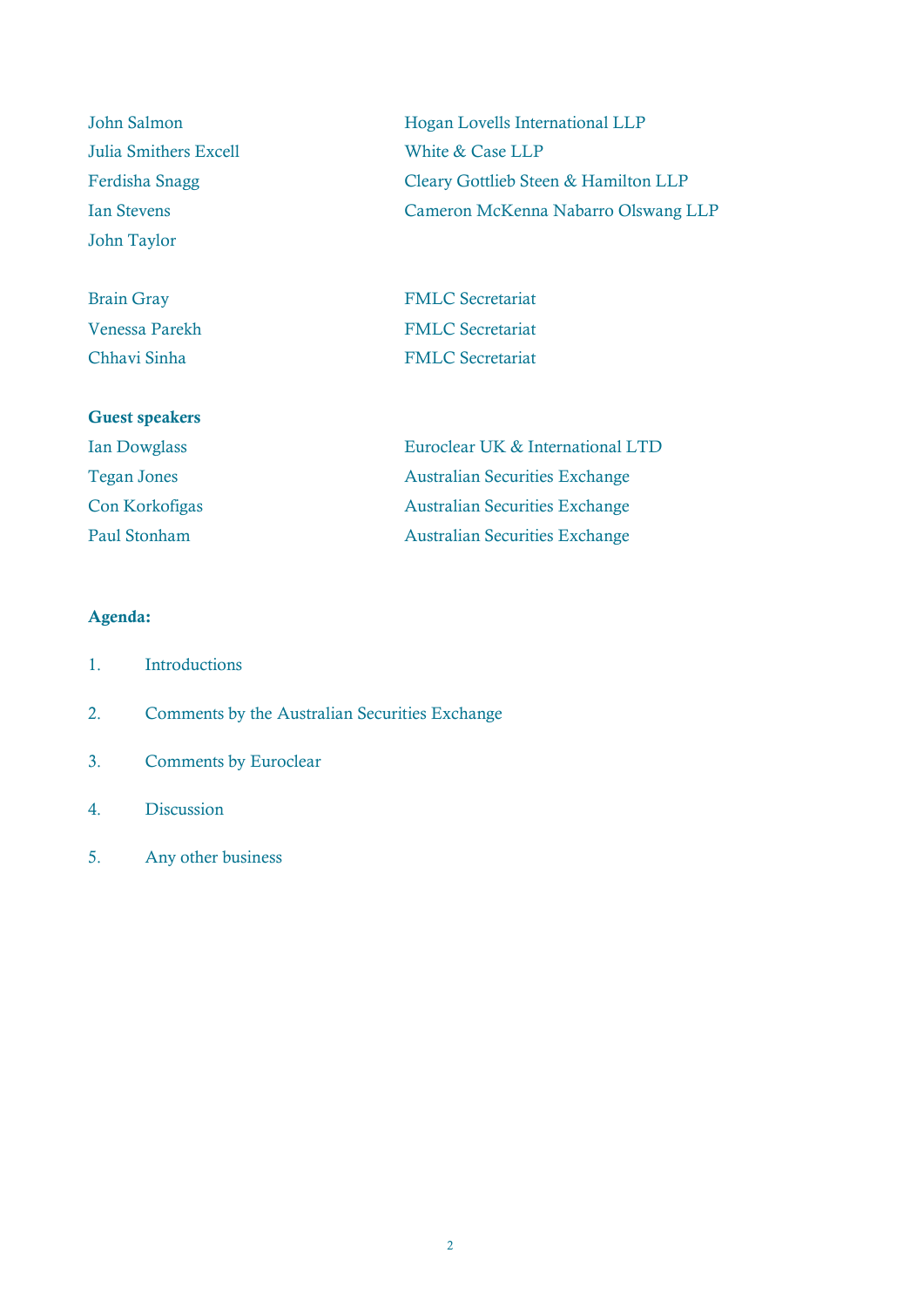| | |
|---|---|
| John Salmon | Hogan Lovells International LLP |
| Julia Smithers Excell | White & Case LLP |
| Ferdisha Snagg | Cleary Gottlieb Steen & Hamilton LLP |
| Ian Stevens | Cameron McKenna Nabarro Olswang LLP |
| John Taylor | |

| | |
|---|---|
| Brain Gray | FMLC Secretariat |
| Venessa Parekh | FMLC Secretariat |
| Chhavi Sinha | FMLC Secretariat |

**Guest speakers**

| | |
|---|---|
| Ian Dowglass | Euroclear UK & International LTD |
| Tegan Jones | Australian Securities Exchange |
| Con Korkofigas | Australian Securities Exchange |
| Paul Stonham | Australian Securities Exchange |

**Agenda:**

1. Introductions
2. Comments by the Australian Securities Exchange
3. Comments by Euroclear
4. Discussion
5. Any other business